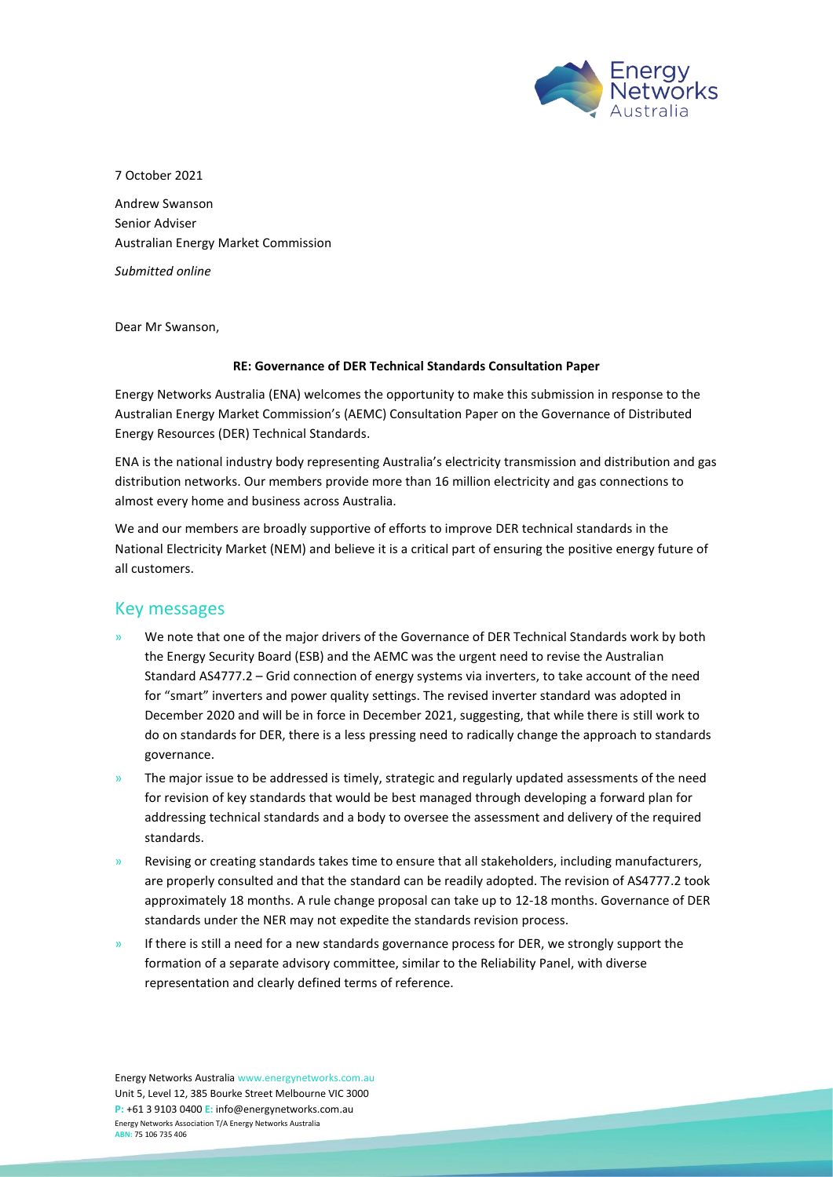7 October 2021

Andrew Swanson
Senior Adviser
Australian Energy Market Commission

*Submitted online*

Dear Mr Swanson,

**RE: Governance of DER Technical Standards Consultation Paper**

Energy Networks Australia (ENA) welcomes the opportunity to make this submission in response to the Australian Energy Market Commission's (AEMC) Consultation Paper on the Governance of Distributed Energy Resources (DER) Technical Standards.

ENA is the national industry body representing Australia's electricity transmission and distribution and gas distribution networks. Our members provide more than 16 million electricity and gas connections to almost every home and business across Australia.

We and our members are broadly supportive of efforts to improve DER technical standards in the National Electricity Market (NEM) and believe it is a critical part of ensuring the positive energy future of all customers.

## Key messages

- We note that one of the major drivers of the Governance of DER Technical Standards work by both the Energy Security Board (ESB) and the AEMC was the urgent need to revise the Australian Standard AS4777.2 – Grid connection of energy systems via inverters, to take account of the need for "smart" inverters and power quality settings. The revised inverter standard was adopted in December 2020 and will be in force in December 2021, suggesting, that while there is still work to do on standards for DER, there is a less pressing need to radically change the approach to standards governance.
- The major issue to be addressed is timely, strategic and regularly updated assessments of the need for revision of key standards that would be best managed through developing a forward plan for addressing technical standards and a body to oversee the assessment and delivery of the required standards.
- Revising or creating standards takes time to ensure that all stakeholders, including manufacturers, are properly consulted and that the standard can be readily adopted. The revision of AS4777.2 took approximately 18 months. A rule change proposal can take up to 12-18 months. Governance of DER standards under the NER may not expedite the standards revision process.
- If there is still a need for a new standards governance process for DER, we strongly support the formation of a separate advisory committee, similar to the Reliability Panel, with diverse representation and clearly defined terms of reference.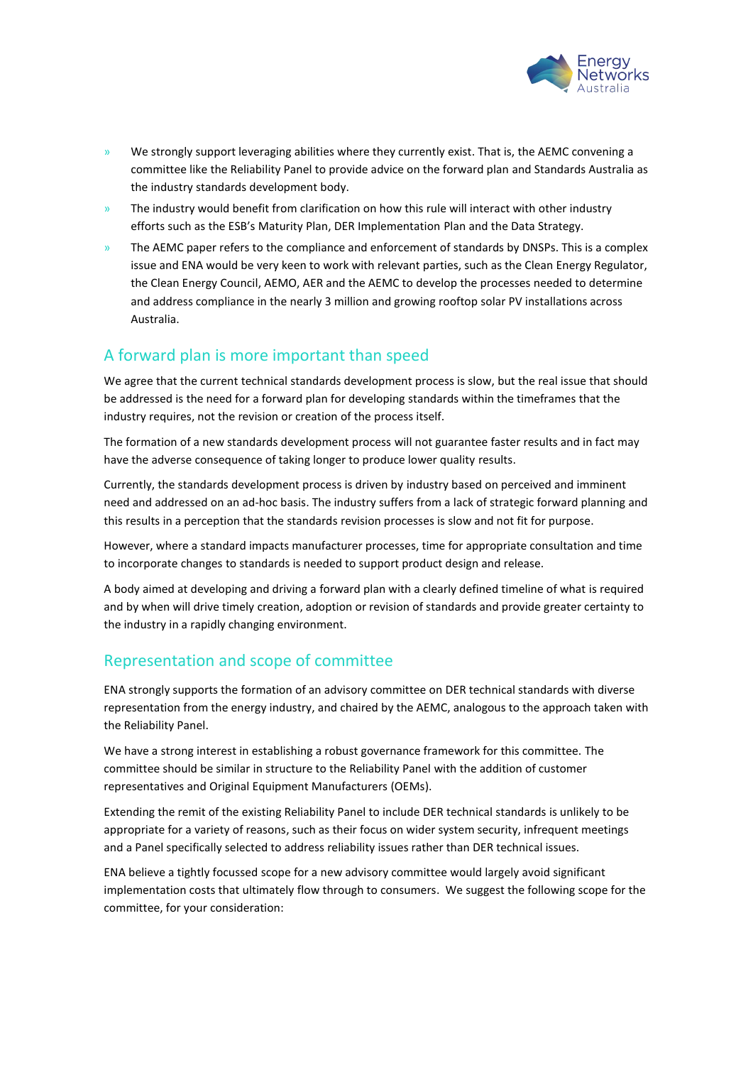- We strongly support leveraging abilities where they currently exist. That is, the AEMC convening a committee like the Reliability Panel to provide advice on the forward plan and Standards Australia as the industry standards development body.
- The industry would benefit from clarification on how this rule will interact with other industry efforts such as the ESB's Maturity Plan, DER Implementation Plan and the Data Strategy.
- The AEMC paper refers to the compliance and enforcement of standards by DNSPs. This is a complex issue and ENA would be very keen to work with relevant parties, such as the Clean Energy Regulator, the Clean Energy Council, AEMO, AER and the AEMC to develop the processes needed to determine and address compliance in the nearly 3 million and growing rooftop solar PV installations across Australia.

## A forward plan is more important than speed

We agree that the current technical standards development process is slow, but the real issue that should be addressed is the need for a forward plan for developing standards within the timeframes that the industry requires, not the revision or creation of the process itself.

The formation of a new standards development process will not guarantee faster results and in fact may have the adverse consequence of taking longer to produce lower quality results.

Currently, the standards development process is driven by industry based on perceived and imminent need and addressed on an ad-hoc basis. The industry suffers from a lack of strategic forward planning and this results in a perception that the standards revision processes is slow and not fit for purpose.

However, where a standard impacts manufacturer processes, time for appropriate consultation and time to incorporate changes to standards is needed to support product design and release.

A body aimed at developing and driving a forward plan with a clearly defined timeline of what is required and by when will drive timely creation, adoption or revision of standards and provide greater certainty to the industry in a rapidly changing environment.

## Representation and scope of committee

ENA strongly supports the formation of an advisory committee on DER technical standards with diverse representation from the energy industry, and chaired by the AEMC, analogous to the approach taken with the Reliability Panel.

We have a strong interest in establishing a robust governance framework for this committee. The committee should be similar in structure to the Reliability Panel with the addition of customer representatives and Original Equipment Manufacturers (OEMs).

Extending the remit of the existing Reliability Panel to include DER technical standards is unlikely to be appropriate for a variety of reasons, such as their focus on wider system security, infrequent meetings and a Panel specifically selected to address reliability issues rather than DER technical issues.

ENA believe a tightly focussed scope for a new advisory committee would largely avoid significant implementation costs that ultimately flow through to consumers. We suggest the following scope for the committee, for your consideration: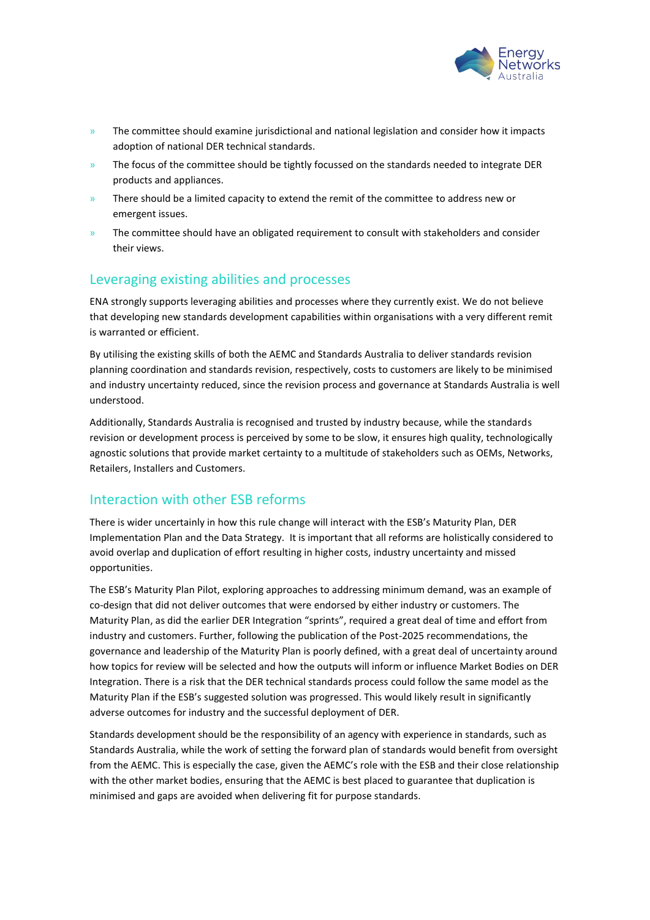- The committee should examine jurisdictional and national legislation and consider how it impacts adoption of national DER technical standards.
- The focus of the committee should be tightly focussed on the standards needed to integrate DER products and appliances.
- There should be a limited capacity to extend the remit of the committee to address new or emergent issues.
- The committee should have an obligated requirement to consult with stakeholders and consider their views.

## Leveraging existing abilities and processes

ENA strongly supports leveraging abilities and processes where they currently exist. We do not believe that developing new standards development capabilities within organisations with a very different remit is warranted or efficient.

By utilising the existing skills of both the AEMC and Standards Australia to deliver standards revision planning coordination and standards revision, respectively, costs to customers are likely to be minimised and industry uncertainty reduced, since the revision process and governance at Standards Australia is well understood.

Additionally, Standards Australia is recognised and trusted by industry because, while the standards revision or development process is perceived by some to be slow, it ensures high quality, technologically agnostic solutions that provide market certainty to a multitude of stakeholders such as OEMs, Networks, Retailers, Installers and Customers.

## Interaction with other ESB reforms

There is wider uncertainly in how this rule change will interact with the ESB's Maturity Plan, DER Implementation Plan and the Data Strategy. It is important that all reforms are holistically considered to avoid overlap and duplication of effort resulting in higher costs, industry uncertainty and missed opportunities.

The ESB's Maturity Plan Pilot, exploring approaches to addressing minimum demand, was an example of co-design that did not deliver outcomes that were endorsed by either industry or customers. The Maturity Plan, as did the earlier DER Integration "sprints", required a great deal of time and effort from industry and customers. Further, following the publication of the Post-2025 recommendations, the governance and leadership of the Maturity Plan is poorly defined, with a great deal of uncertainty around how topics for review will be selected and how the outputs will inform or influence Market Bodies on DER Integration. There is a risk that the DER technical standards process could follow the same model as the Maturity Plan if the ESB's suggested solution was progressed. This would likely result in significantly adverse outcomes for industry and the successful deployment of DER.

Standards development should be the responsibility of an agency with experience in standards, such as Standards Australia, while the work of setting the forward plan of standards would benefit from oversight from the AEMC. This is especially the case, given the AEMC's role with the ESB and their close relationship with the other market bodies, ensuring that the AEMC is best placed to guarantee that duplication is minimised and gaps are avoided when delivering fit for purpose standards.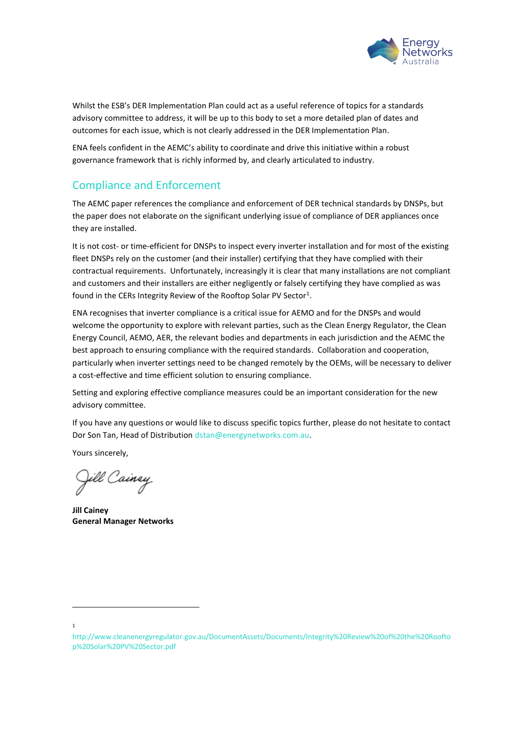Whilst the ESB's DER Implementation Plan could act as a useful reference of topics for a standards advisory committee to address, it will be up to this body to set a more detailed plan of dates and outcomes for each issue, which is not clearly addressed in the DER Implementation Plan.

ENA feels confident in the AEMC's ability to coordinate and drive this initiative within a robust governance framework that is richly informed by, and clearly articulated to industry.

## Compliance and Enforcement

The AEMC paper references the compliance and enforcement of DER technical standards by DNSPs, but the paper does not elaborate on the significant underlying issue of compliance of DER appliances once they are installed.

It is not cost- or time-efficient for DNSPs to inspect every inverter installation and for most of the existing fleet DNSPs rely on the customer (and their installer) certifying that they have complied with their contractual requirements. Unfortunately, increasingly it is clear that many installations are not compliant and customers and their installers are either negligently or falsely certifying they have complied as was found in the CERs Integrity Review of the Rooftop Solar PV Sector[1].

ENA recognises that inverter compliance is a critical issue for AEMO and for the DNSPs and would welcome the opportunity to explore with relevant parties, such as the Clean Energy Regulator, the Clean Energy Council, AEMO, AER, the relevant bodies and departments in each jurisdiction and the AEMC the best approach to ensuring compliance with the required standards. Collaboration and cooperation, particularly when inverter settings need to be changed remotely by the OEMs, will be necessary to deliver a cost-effective and time efficient solution to ensuring compliance.

Setting and exploring effective compliance measures could be an important consideration for the new advisory committee.

If you have any questions or would like to discuss specific topics further, please do not hesitate to contact Dor Son Tan, Head of Distribution dstan@energynetworks.com.au.

Yours sincerely,

**Jill Cainey**
**General Manager Networks**

---

[1] http://www.cleanenergyregulator.gov.au/DocumentAssets/Documents/Integrity%20Review%20of%20the%20Rooftop%20Solar%20PV%20Sector.pdf